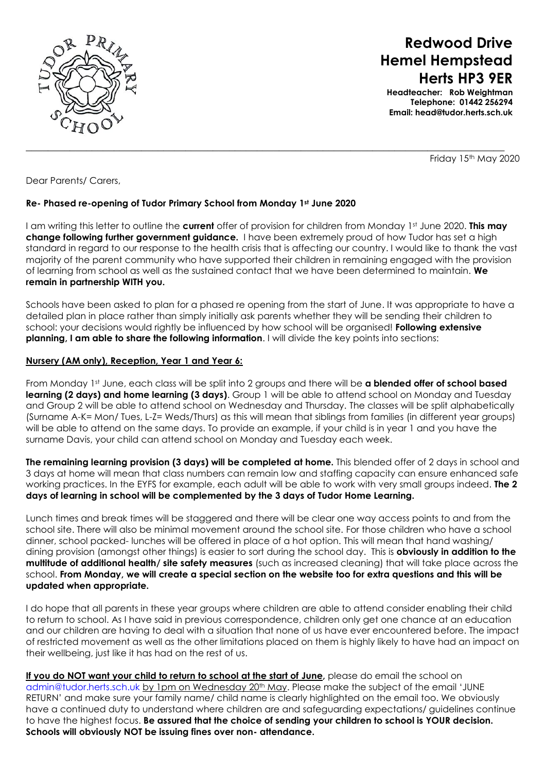**Redwood Drive**
**Hemel Hempstead**
**Herts HP3 9ER**

**Headteacher: Rob Weightman**
**Telephone: 01442 256294**
**Email: head@tudor.herts.sch.uk**

---

Friday 15th May 2020

Dear Parents/ Carers,

**Re- Phased re-opening of Tudor Primary School from Monday 1st June 2020**

I am writing this letter to outline the **current** offer of provision for children from Monday 1st June 2020. **This may change following further government guidance.** I have been extremely proud of how Tudor has set a high standard in regard to our response to the health crisis that is affecting our country. I would like to thank the vast majority of the parent community who have supported their children in remaining engaged with the provision of learning from school as well as the sustained contact that we have been determined to maintain. **We remain in partnership WITH you.**

Schools have been asked to plan for a phased re opening from the start of June. It was appropriate to have a detailed plan in place rather than simply initially ask parents whether they will be sending their children to school: your decisions would rightly be influenced by how school will be organised! **Following extensive planning, I am able to share the following information**. I will divide the key points into sections:

**Nursery (AM only), Reception, Year 1 and Year 6:**

From Monday 1st June, each class will be split into 2 groups and there will be **a blended offer of school based learning (2 days) and home learning (3 days)**. Group 1 will be able to attend school on Monday and Tuesday and Group 2 will be able to attend school on Wednesday and Thursday. The classes will be split alphabetically (Surname A-K= Mon/ Tues, L-Z= Weds/Thurs) as this will mean that siblings from families (in different year groups) will be able to attend on the same days. To provide an example, if your child is in year 1 and you have the surname Davis, your child can attend school on Monday and Tuesday each week.

**The remaining learning provision (3 days) will be completed at home.** This blended offer of 2 days in school and 3 days at home will mean that class numbers can remain low and staffing capacity can ensure enhanced safe working practices. In the EYFS for example, each adult will be able to work with very small groups indeed. **The 2 days of learning in school will be complemented by the 3 days of Tudor Home Learning.**

Lunch times and break times will be staggered and there will be clear one way access points to and from the school site. There will also be minimal movement around the school site. For those children who have a school dinner, school packed- lunches will be offered in place of a hot option. This will mean that hand washing/ dining provision (amongst other things) is easier to sort during the school day. This is **obviously in addition to the multitude of additional health/ site safety measures** (such as increased cleaning) that will take place across the school. **From Monday, we will create a special section on the website too for extra questions and this will be updated when appropriate.**

I do hope that all parents in these year groups where children are able to attend consider enabling their child to return to school. As I have said in previous correspondence, children only get one chance at an education and our children are having to deal with a situation that none of us have ever encountered before. The impact of restricted movement as well as the other limitations placed on them is highly likely to have had an impact on their wellbeing, just like it has had on the rest of us.

**If you do NOT want your child to return to school at the start of June,** please do email the school on admin@tudor.herts.sch.uk by 1pm on Wednesday 20th May. Please make the subject of the email 'JUNE RETURN' and make sure your family name/ child name is clearly highlighted on the email too. We obviously have a continued duty to understand where children are and safeguarding expectations/ guidelines continue to have the highest focus. **Be assured that the choice of sending your children to school is YOUR decision. Schools will obviously NOT be issuing fines over non- attendance.**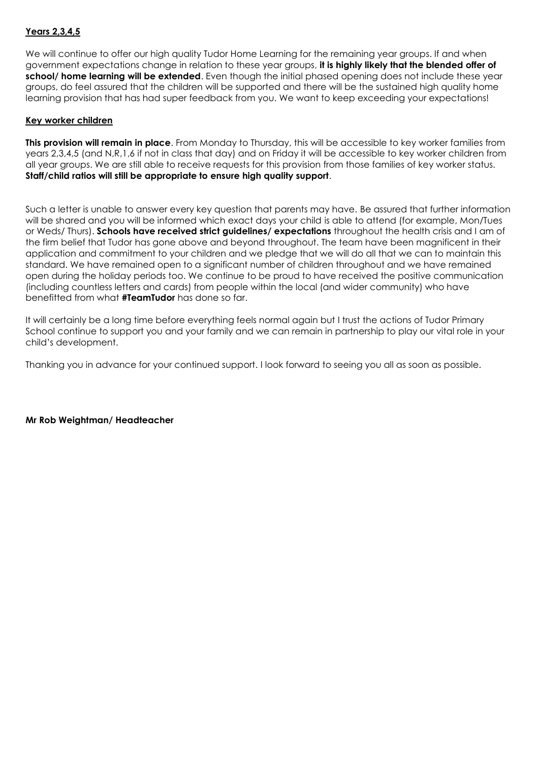**Years 2,3,4,5**

We will continue to offer our high quality Tudor Home Learning for the remaining year groups. If and when government expectations change in relation to these year groups, **it is highly likely that the blended offer of school/ home learning will be extended**. Even though the initial phased opening does not include these year groups, do feel assured that the children will be supported and there will be the sustained high quality home learning provision that has had super feedback from you. We want to keep exceeding your expectations!

**Key worker children**

**This provision will remain in place**. From Monday to Thursday, this will be accessible to key worker families from years 2,3,4,5 (and N,R,1,6 if not in class that day) and on Friday it will be accessible to key worker children from all year groups. We are still able to receive requests for this provision from those families of key worker status. **Staff/child ratios will still be appropriate to ensure high quality support**.

Such a letter is unable to answer every key question that parents may have. Be assured that further information will be shared and you will be informed which exact days your child is able to attend (for example, Mon/Tues or Weds/ Thurs). **Schools have received strict guidelines/ expectations** throughout the health crisis and I am of the firm belief that Tudor has gone above and beyond throughout. The team have been magnificent in their application and commitment to your children and we pledge that we will do all that we can to maintain this standard. We have remained open to a significant number of children throughout and we have remained open during the holiday periods too. We continue to be proud to have received the positive communication (including countless letters and cards) from people within the local (and wider community) who have benefitted from what **#TeamTudor** has done so far.

It will certainly be a long time before everything feels normal again but I trust the actions of Tudor Primary School continue to support you and your family and we can remain in partnership to play our vital role in your child's development.

Thanking you in advance for your continued support. I look forward to seeing you all as soon as possible.

**Mr Rob Weightman/ Headteacher**